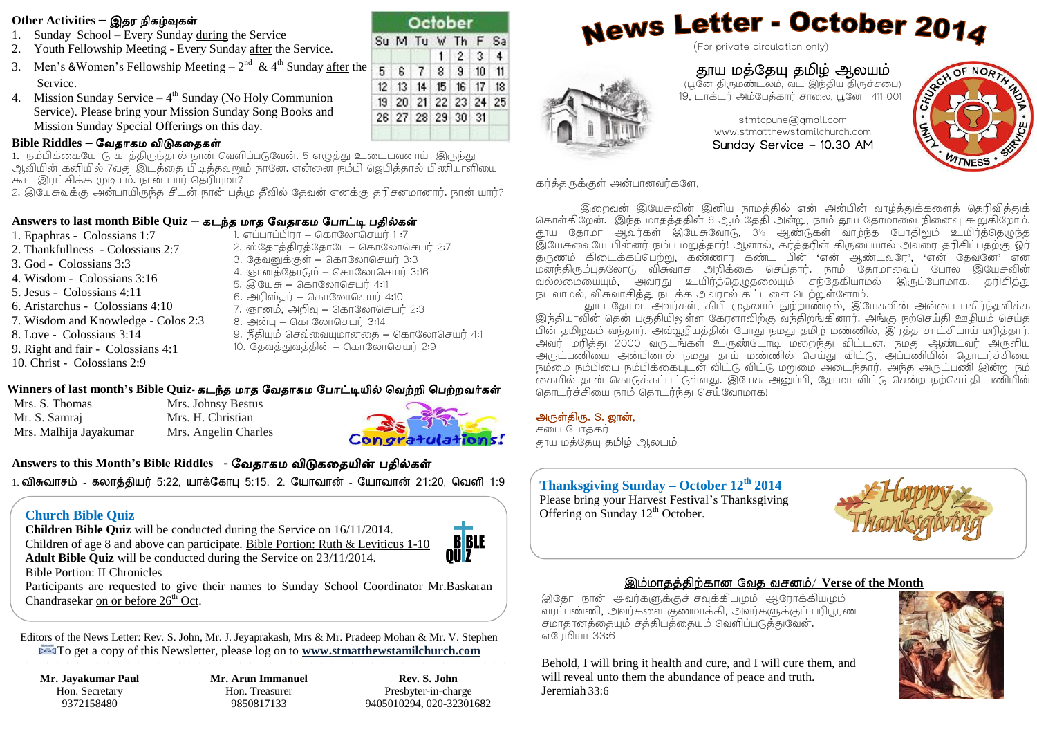# News Letter - October 2014

(For private circulation only)

## தூய மத்தேயு தமிழ் ஆலயம்

(பூனே திருமண்டலம், வட இந்திய திருச்சபை)
19, டாக்டர் அம்பேத்கார் சாலை, பூனே – 411 001

stmtcpune@gmail.com
www.stmatthewstamilchurch.com
Sunday Service – 10.30 AM

கர்த்தருக்குள் அன்பானவர்களே,

இறைவன் இயேசுவின் இனிய நாமத்தில் என் அன்பின் வாழ்த்துக்களைத் தெரிவித்துக் கொள்கிறேன். இந்த மாதத்தின் 6 ஆம் தேதி அன்று, நாம் தூய தோமாவை நினைவு கூறுகிறோம். தூய தோமா ஆவர்கள் இயேசுவோடு, 3½ ஆண்டுகள் வாழ்ந்த போதிலும் உயிர்த்தெழுந்த இயேசுவையே பின்னர் நம்ப மறுத்தார்! ஆனால், கர்த்தரின் கிருபையால் அவரை தரிசிப்பதற்கு ஓர் தருணம் கிடைக்கப்பெற்று, கண்ணார கண்ட பின் 'என் ஆண்டவரே', 'என் தேவனே' என மனந்திரும்புதலோடு விசுவாச அறிக்கை செய்தார். நாம் தோமாவைப் போல இயேசுவின் வல்லமையையும், அவரது உயிர்த்தெழுதலையும் சந்தேகியாமல் இருப்போமாக. தரிசித்து நடவாமல், விசுவாசித்து நடக்க அவரால் கட்டளை பெற்றுள்ளோம்.

தூய தோமா அவர்கள், கிபி முதலாம் நூற்றாண்டில், இயேசுவின் அன்பை பகிர்ந்தளிக்க இந்தியாவின் தென் பகுதியிலுள்ள கேரளாவிற்கு வந்திறங்கினார். அங்கு நற்செய்தி ஊழியம் செய்த பின் தமிழகம் வந்தார். அவ்வூழியத்தின் போது நமது தமிழ் மண்ணில், இரத்த சாட்சியாய் மரித்தார். அவர் மரித்து 2000 வருடங்கள் உருண்டோடி மறைந்து விட்டன. நமது ஆண்டவர் அருளிய அருட்பணியை அன்பினால் நமது தாய் மண்ணில் செய்து விட்டு, அப்பணியின் தொடர்ச்சியை நம்மை நம்பியை நம்பிக்கையுடன் விட்டு விட்டு மறுமை அடைந்தார். அந்த அருட்பணி இன்று நம் கையில் தான் கொடுக்கப்பட்டுள்ளது. இயேசு அனுப்பி, தோமா விட்டு சென்ற நற்செய்தி பணியின் தொடர்ச்சியை நாம் தொடர்ந்து செய்வோமாக!

அருள்திரு. S. ஜான்,
சபை போதகர்
தூய மத்தேயு தமிழ் ஆலயம்

### Thanksgiving Sunday – October 12th 2014

Please bring your Harvest Festival's Thanksgiving Offering on Sunday 12th October.

### இம்மாதத்திற்கான வேத வசனம்/ Verse of the Month

இதோ நான் அவர்களுக்குச் சவுக்கியமும் ஆரோக்கியமும் வரப்பண்ணி, அவர்களை குணமாக்கி, அவர்களுக்குப் பரிபூரண சமாதானத்தையும் சத்தியத்தையும் வெளிப்படுத்துவேன்.
எரேமியா 33:6

Behold, I will bring it health and cure, and I will cure them, and will reveal unto them the abundance of peace and truth.
Jeremiah 33:6

### Other Activities – இதர நிகழ்வுகள்

1. Sunday School – Every Sunday during the Service
2. Youth Fellowship Meeting - Every Sunday after the Service.
3. Men's &Women's Fellowship Meeting – 2nd & 4th Sunday after the Service.
4. Mission Sunday Service – 4th Sunday (No Holy Communion Service). Please bring your Mission Sunday Song Books and Mission Sunday Special Offerings on this day.

**October**

| Su | M | Tu | W | Th | F | Sa |
|---|---|---|---|---|---|---|
| | | | 1 | 2 | 3 | 4 |
| 5 | 6 | 7 | 8 | 9 | 10 | 11 |
| 12 | 13 | 14 | 15 | 16 | 17 | 18 |
| 19 | 20 | 21 | 22 | 23 | 24 | 25 |
| 26 | 27 | 28 | 29 | 30 | 31 | |

### Bible Riddles – வேதாகம விடுகதைகள்

1. நம்பிக்கையோடு காத்திருந்தால் நான் வெளிப்படுவேன். 5 எழுத்து உடையவனாய் இருந்து ஆவியின் கனியில் 7வது இடத்தை பிடித்தவனும் நானே. என்னை நம்பி ஜெபித்தால் பிணியாளியை கூட இரட்சிக்க முடியும். நான் யார் தெரியுமா?
2. இயேசுவுக்கு அன்பாயிருந்த சீடன் நான் பத்மு தீவில் தேவன் எனக்கு தரிசனமானார். நான் யார்?

### Answers to last month Bible Quiz – கடந்த மாத வேதாகம போட்டி பதில்கள்

1. Epaphras - Colossians 1:7
2. Thankfullness - Colossians 2:7
3. God - Colossians 3:3
4. Wisdom - Colossians 3:16
5. Jesus - Colossians 4:11
6. Aristarchus - Colossians 4:10
7. Wisdom and Knowledge - Colos 2:3
8. Love - Colossians 3:14
9. Right and fair - Colossians 4:1
10. Christ - Colossians 2:9

1. எப்பாப்பிரா – கொலோசெயர் 1 :7
2. ஸ்தோத்திரத்தோடே– கொலோசெயர் 2:7
3. தேவனுக்குள் – கொலோசெயர் 3:3
4. ஞானத்தோடும் – கொலோசெயர் 3:16
5. இயேசு – கொலோசெயர் 4:11
6. அரிஸ்தர் – கொலோசெயர் 4:10
7. ஞானம், அறிவு – கொலோசெயர் 2:3
8. அன்பு – கொலோசெயர் 3:14
9. நீதியும் செவ்வையுமானதை – கொலோசெயர் 4:1
10. தேவத்துவத்தின் – கொலோசெயர் 2:9

### Winners of last month's Bible Quiz- கடந்த மாத வேதாகம போட்டியில் வெற்றி பெற்றவர்கள்

Mrs. S. Thomas
Mr. S. Samraj
Mrs. Malhija Jayakumar
Mrs. Johnsy Bestus
Mrs. H. Christian
Mrs. Angelin Charles

Congratulations!

### Answers to this Month's Bible Riddles - வேதாகம விடுகதையின் பதில்கள்

1. விசுவாசம் - கலாத்தியர் 5:22, யாக்கோபு 5:15. 2. யோவான் - யோவான் 21:20, வெளி 1:9

### Church Bible Quiz

**Children Bible Quiz** will be conducted during the Service on 16/11/2014.
Children of age 8 and above can participate. Bible Portion: Ruth & Leviticus 1-10
**Adult Bible Quiz** will be conducted during the Service on 23/11/2014.
Bible Portion: II Chronicles
Participants are requested to give their names to Sunday School Coordinator Mr.Baskaran Chandrasekar on or before 26th Oct.

Editors of the News Letter: Rev. S. John, Mr. J. Jeyaprakash, Mrs & Mr. Pradeep Mohan & Mr. V. Stephen
To get a copy of this Newsletter, please log on to www.stmatthewstamilchurch.com

| Mr. Jayakumar Paul | Mr. Arun Immanuel | Rev. S. John |
|---|---|---|
| Hon. Secretary | Hon. Treasurer | Presbyter-in-charge |
| 9372158480 | 9850817133 | 9405010294, 020-32301682 |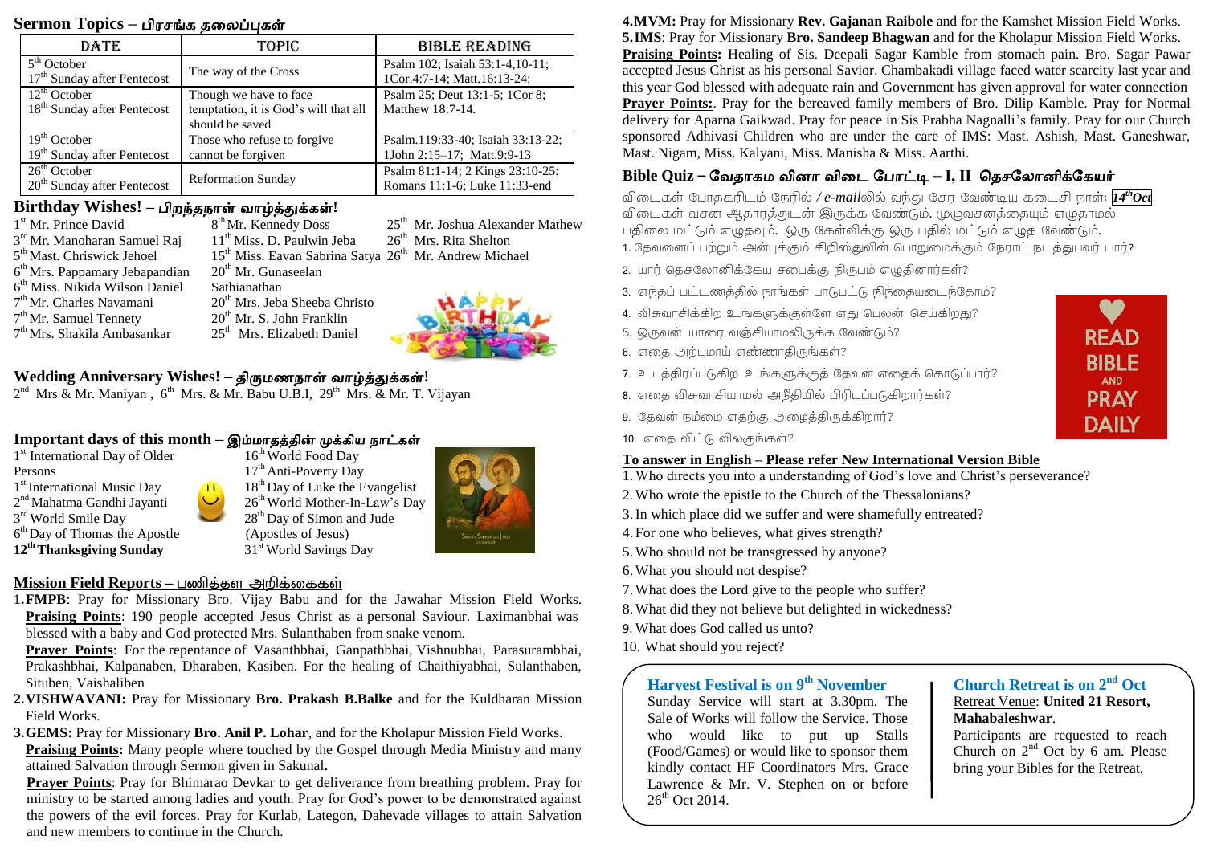## Sermon Topics – பிரசங்க தலைப்புகள்

| DATE | TOPIC | BIBLE READING |
|---|---|---|
| 5th October<br>17th Sunday after Pentecost | The way of the Cross | Psalm 102; Isaiah 53:1-4,10-11; 1Cor.4:7-14; Matt.16:13-24; |
| 12th October<br>18th Sunday after Pentecost | Though we have to face temptation, it is God's will that all should be saved | Psalm 25; Deut 13:1-5; 1Cor 8; Matthew 18:7-14. |
| 19th October<br>19th Sunday after Pentecost | Those who refuse to forgive cannot be forgiven | Psalm.119:33-40; Isaiah 33:13-22; 1John 2:15–17; Matt.9:9-13 |
| 26th October<br>20th Sunday after Pentecost | Reformation Sunday | Psalm 81:1-14; 2 Kings 23:10-25: Romans 11:1-6; Luke 11:33-end |

## Birthday Wishes! – பிறந்தநாள் வாழ்த்துக்கள்!

1st Mr. Prince David
3rd Mr. Manoharan Samuel Raj
5th Mast. Chriswick Jeheol
6th Mrs. Pappamary Jebapandian
6th Miss. Nikida Wilson Daniel
7th Mr. Charles Navamani
7th Mr. Samuel Tennety
7th Mrs. Shakila Ambasankar
8th Mr. Kennedy Doss
11th Miss. D. Paulwin Jeba
15th Miss. Eavan Sabrina Satya Sathianathan
20th Mr. Gunaseelan
20th Mrs. Jeba Sheeba Christo
20th Mr. S. John Franklin
25th Mrs. Elizabeth Daniel
25th Mr. Joshua Alexander Mathew
26th Mrs. Rita Shelton
26th Mr. Andrew Michael

## Wedding Anniversary Wishes! – திருமணநாள் வாழ்த்துக்கள்!

2nd Mrs & Mr. Maniyan , 6th Mrs. & Mr. Babu U.B.I, 29th Mrs. & Mr. T. Vijayan

## Important days of this month – இம்மாதத்தின் முக்கிய நாட்கள்

1st International Day of Older Persons
1st International Music Day
2nd Mahatma Gandhi Jayanti
3rd World Smile Day
6th Day of Thomas the Apostle
**12th Thanksgiving Sunday**
16th World Food Day
17th Anti-Poverty Day
18th Day of Luke the Evangelist
26th World Mother-In-Law's Day
28th Day of Simon and Jude (Apostles of Jesus)
31st World Savings Day

## Mission Field Reports – பணித்தள அறிக்கைகள்

1. **FMPB**: Pray for Missionary Bro. Vijay Babu and for the Jawahar Mission Field Works.
   **Praising Points**: 190 people accepted Jesus Christ as a personal Saviour. Laximanbhai was blessed with a baby and God protected Mrs. Sulanthaben from snake venom.
   **Prayer Points**: For the repentance of Vasanthbhai, Ganpathbhai, Vishnubhai, Parasurambhai, Prakashbhai, Kalpanaben, Dharaben, Kasiben. For the healing of Chaithiyabhai, Sulanthaben, Situben, Vaishaliben
2. **VISHWAVANI:** Pray for Missionary **Bro. Prakash B.Balke** and for the Kuldharan Mission Field Works.
3. **GEMS:** Pray for Missionary **Bro. Anil P. Lohar**, and for the Kholapur Mission Field Works.
   **Praising Points:** Many people where touched by the Gospel through Media Ministry and many attained Salvation through Sermon given in Sakunal**.**
   **Prayer Points**: Pray for Bhimarao Devkar to get deliverance from breathing problem. Pray for ministry to be started among ladies and youth. Pray for God's power to be demonstrated against the powers of the evil forces. Pray for Kurlab, Lategon, Dahevade villages to attain Salvation and new members to continue in the Church.
4. **MVM:** Pray for Missionary **Rev. Gajanan Raibole** and for the Kamshet Mission Field Works.
5. **IMS**: Pray for Missionary **Bro. Sandeep Bhagwan** and for the Kholapur Mission Field Works.
   **Praising Points:** Healing of Sis. Deepali Sagar Kamble from stomach pain. Bro. Sagar Pawar accepted Jesus Christ as his personal Savior. Chambakadi village faced water scarcity last year and this year God blessed with adequate rain and Government has given approval for water connection
   **Prayer Points:**. Pray for the bereaved family members of Bro. Dilip Kamble. Pray for Normal delivery for Aparna Gaikwad. Pray for peace in Sis Prabha Nagnalli's family. Pray for our Church sponsored Adhivasi Children who are under the care of IMS: Mast. Ashish, Mast. Ganeshwar, Mast. Nigam, Miss. Kalyani, Miss. Manisha & Miss. Aarthi.

## Bible Quiz – வேதாகம வினா விடை போட்டி – I, II தெசலோனிக்கேயர்

விடைகள் போதகரிடம் நேரில் / *e-mail*லில் வந்து சேர வேண்டிய கடைசி நாள்: ***14th Oct***
விடைகள் வசன ஆதாரத்துடன் இருக்க வேண்டும். முழுவசனத்தையும் எழுதாமல் பதிலை மட்டும் எழுதவும். ஒரு கேள்விக்கு ஒரு பதில் மட்டும் எழுத வேண்டும்.

1. தேவனைப் பற்றும் அன்புக்கும் கிறிஸ்துவின் பொறுமைக்கும் நேராய் நடத்துபவர் யார்?
2. யார் தெசலோனிக்கேய சபைக்கு நிருபம் எழுதினார்கள்?
3. எந்தப் பட்டணத்தில் நாங்கள் பாடுபட்டு நிந்தையடைந்தோம்?
4. விசுவாசிக்கிற உங்களுக்குள்ளே எது பெலன் செய்கிறது?
5. ஒருவன் யாரை வஞ்சியாமலிருக்க வேண்டும்?
6. எதை அற்பமாய் எண்ணாதிருங்கள்?
7. உபத்திரப்படுகிற உங்களுக்குத் தேவன் எதைக் கொடுப்பார்?
8. எதை விசுவாசியாமல் அநீதியில் பிரியப்படுகிறார்கள்?
9. தேவன் நம்மை எதற்கு அழைத்திருக்கிறார்?
10. எதை விட்டு விலகுங்கள்?

READ BIBLE AND PRAY DAILY

**To answer in English – Please refer New International Version Bible**

1. Who directs you into a understanding of God's love and Christ's perseverance?
2. Who wrote the epistle to the Church of the Thessalonians?
3. In which place did we suffer and were shamefully entreated?
4. For one who believes, what gives strength?
5. Who should not be transgressed by anyone?
6. What you should not despise?
7. What does the Lord give to the people who suffer?
8. What did they not believe but delighted in wickedness?
9. What does God called us unto?
10. What should you reject?

### Harvest Festival is on 9th November

Sunday Service will start at 3.30pm. The Sale of Works will follow the Service. Those who would like to put up Stalls (Food/Games) or would like to sponsor them kindly contact HF Coordinators Mrs. Grace Lawrence & Mr. V. Stephen on or before 26th Oct 2014.

### Church Retreat is on 2nd Oct

Retreat Venue: **United 21 Resort, Mahabaleshwar**.
Participants are requested to reach Church on 2nd Oct by 6 am. Please bring your Bibles for the Retreat.